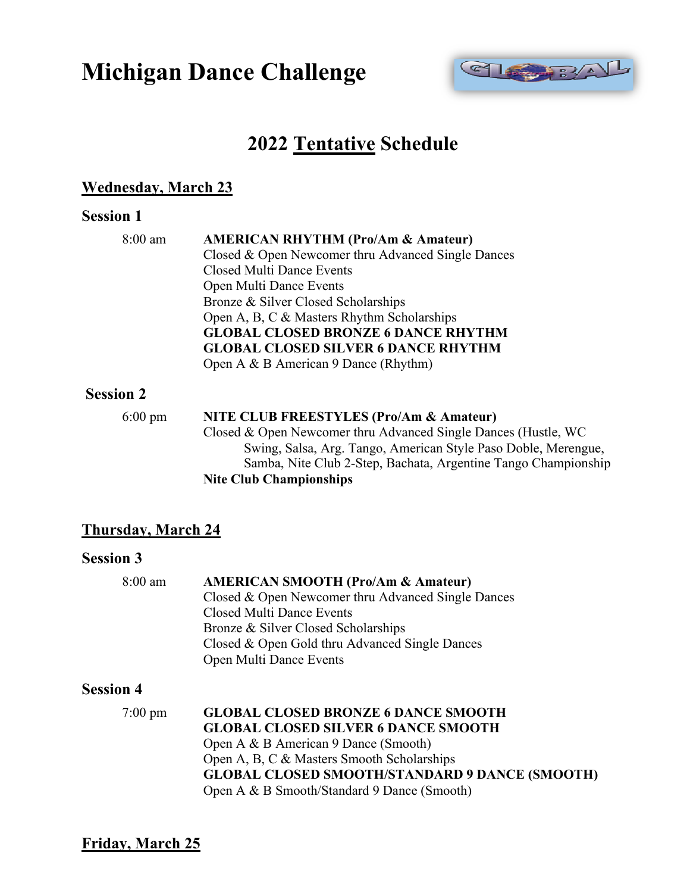# Michigan Dance Challenge

## 2022 Tentative Schedule

### Wednesday, March 23

**Session 1**

8:00 am

**AMERICAN RHYTHM (Pro/Am & Amateur)**
Closed & Open Newcomer thru Advanced Single Dances
Closed Multi Dance Events
Open Multi Dance Events
Bronze & Silver Closed Scholarships
Open A, B, C & Masters Rhythm Scholarships
**GLOBAL CLOSED BRONZE 6 DANCE RHYTHM**
**GLOBAL CLOSED SILVER 6 DANCE RHYTHM**
Open A & B American 9 Dance (Rhythm)

**Session 2**

6:00 pm

**NITE CLUB FREESTYLES (Pro/Am & Amateur)**
Closed & Open Newcomer thru Advanced Single Dances (Hustle, WC Swing, Salsa, Arg. Tango, American Style Paso Doble, Merengue, Samba, Nite Club 2-Step, Bachata, Argentine Tango Championship
**Nite Club Championships**

### Thursday, March 24

**Session 3**

8:00 am

**AMERICAN SMOOTH (Pro/Am & Amateur)**
Closed & Open Newcomer thru Advanced Single Dances
Closed Multi Dance Events
Bronze & Silver Closed Scholarships
Closed & Open Gold thru Advanced Single Dances
Open Multi Dance Events

**Session 4**

7:00 pm

**GLOBAL CLOSED BRONZE 6 DANCE SMOOTH**
**GLOBAL CLOSED SILVER 6 DANCE SMOOTH**
Open A & B American 9 Dance (Smooth)
Open A, B, C & Masters Smooth Scholarships
**GLOBAL CLOSED SMOOTH/STANDARD 9 DANCE (SMOOTH)**
Open A & B Smooth/Standard 9 Dance (Smooth)

### Friday, March 25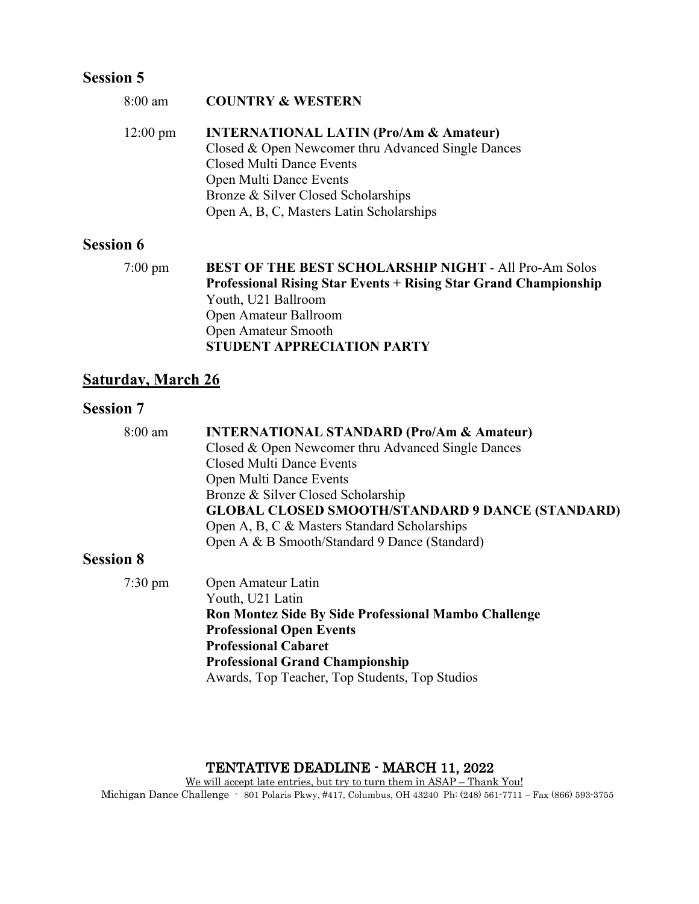## Session 5

8:00 am **COUNTRY & WESTERN**

12:00 pm **INTERNATIONAL LATIN (Pro/Am & Amateur)**
Closed & Open Newcomer thru Advanced Single Dances
Closed Multi Dance Events
Open Multi Dance Events
Bronze & Silver Closed Scholarships
Open A, B, C, Masters Latin Scholarships

## Session 6

7:00 pm **BEST OF THE BEST SCHOLARSHIP NIGHT** - All Pro-Am Solos
**Professional Rising Star Events + Rising Star Grand Championship**
Youth, U21 Ballroom
Open Amateur Ballroom
Open Amateur Smooth
**STUDENT APPRECIATION PARTY**

## Saturday, March 26

## Session 7

8:00 am **INTERNATIONAL STANDARD (Pro/Am & Amateur)**
Closed & Open Newcomer thru Advanced Single Dances
Closed Multi Dance Events
Open Multi Dance Events
Bronze & Silver Closed Scholarship
**GLOBAL CLOSED SMOOTH/STANDARD 9 DANCE (STANDARD)**
Open A, B, C & Masters Standard Scholarships
Open A & B Smooth/Standard 9 Dance (Standard)

## Session 8

7:30 pm Open Amateur Latin
Youth, U21 Latin
**Ron Montez Side By Side Professional Mambo Challenge**
**Professional Open Events**
**Professional Cabaret**
**Professional Grand Championship**
Awards, Top Teacher, Top Students, Top Studios

**TENTATIVE DEADLINE - MARCH 11, 2022**

We will accept late entries, but try to turn them in ASAP – Thank You!

Michigan Dance Challenge - 801 Polaris Pkwy, #417, Columbus, OH 43240 Ph: (248) 561-7711 – Fax (866) 593-3755